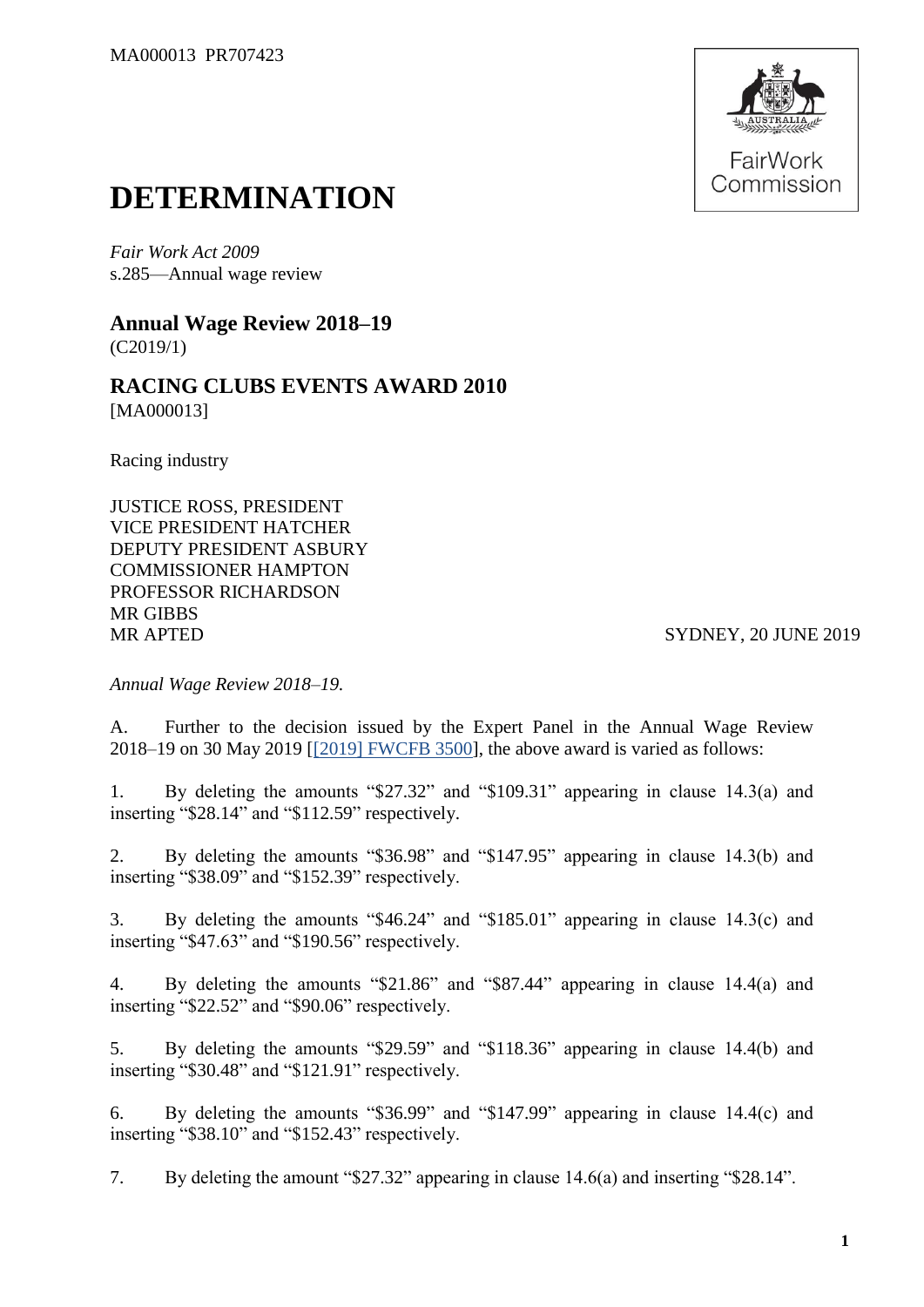MA000013 PR707423

# DETERMINATION

*Fair Work Act 2009*
s.285—Annual wage review

## Annual Wage Review 2018–19

(C2019/1)

## RACING CLUBS EVENTS AWARD 2010

[MA000013]

Racing industry

JUSTICE ROSS, PRESIDENT
VICE PRESIDENT HATCHER
DEPUTY PRESIDENT ASBURY
COMMISSIONER HAMPTON
PROFESSOR RICHARDSON
MR GIBBS
MR APTED

SYDNEY, 20 JUNE 2019

*Annual Wage Review 2018–19.*

A. Further to the decision issued by the Expert Panel in the Annual Wage Review 2018–19 on 30 May 2019 [[2019] FWCFB 3500], the above award is varied as follows:

1. By deleting the amounts "$27.32" and "$109.31" appearing in clause 14.3(a) and inserting "$28.14" and "$112.59" respectively.

2. By deleting the amounts "$36.98" and "$147.95" appearing in clause 14.3(b) and inserting "$38.09" and "$152.39" respectively.

3. By deleting the amounts "$46.24" and "$185.01" appearing in clause 14.3(c) and inserting "$47.63" and "$190.56" respectively.

4. By deleting the amounts "$21.86" and "$87.44" appearing in clause 14.4(a) and inserting "$22.52" and "$90.06" respectively.

5. By deleting the amounts "$29.59" and "$118.36" appearing in clause 14.4(b) and inserting "$30.48" and "$121.91" respectively.

6. By deleting the amounts "$36.99" and "$147.99" appearing in clause 14.4(c) and inserting "$38.10" and "$152.43" respectively.

7. By deleting the amount "$27.32" appearing in clause 14.6(a) and inserting "$28.14".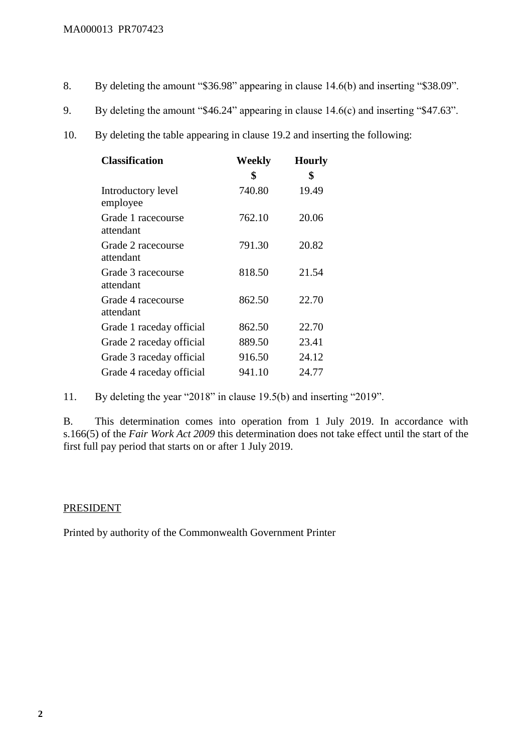8. By deleting the amount "$36.98" appearing in clause 14.6(b) and inserting "$38.09".

9. By deleting the amount "$46.24" appearing in clause 14.6(c) and inserting "$47.63".

10. By deleting the table appearing in clause 19.2 and inserting the following:

| Classification | Weekly | Hourly |
|---|---|---|
| | $ | $ |
| Introductory level employee | 740.80 | 19.49 |
| Grade 1 racecourse attendant | 762.10 | 20.06 |
| Grade 2 racecourse attendant | 791.30 | 20.82 |
| Grade 3 racecourse attendant | 818.50 | 21.54 |
| Grade 4 racecourse attendant | 862.50 | 22.70 |
| Grade 1 raceday official | 862.50 | 22.70 |
| Grade 2 raceday official | 889.50 | 23.41 |
| Grade 3 raceday official | 916.50 | 24.12 |
| Grade 4 raceday official | 941.10 | 24.77 |

11. By deleting the year "2018" in clause 19.5(b) and inserting "2019".

B. This determination comes into operation from 1 July 2019. In accordance with s.166(5) of the *Fair Work Act 2009* this determination does not take effect until the start of the first full pay period that starts on or after 1 July 2019.

PRESIDENT

Printed by authority of the Commonwealth Government Printer